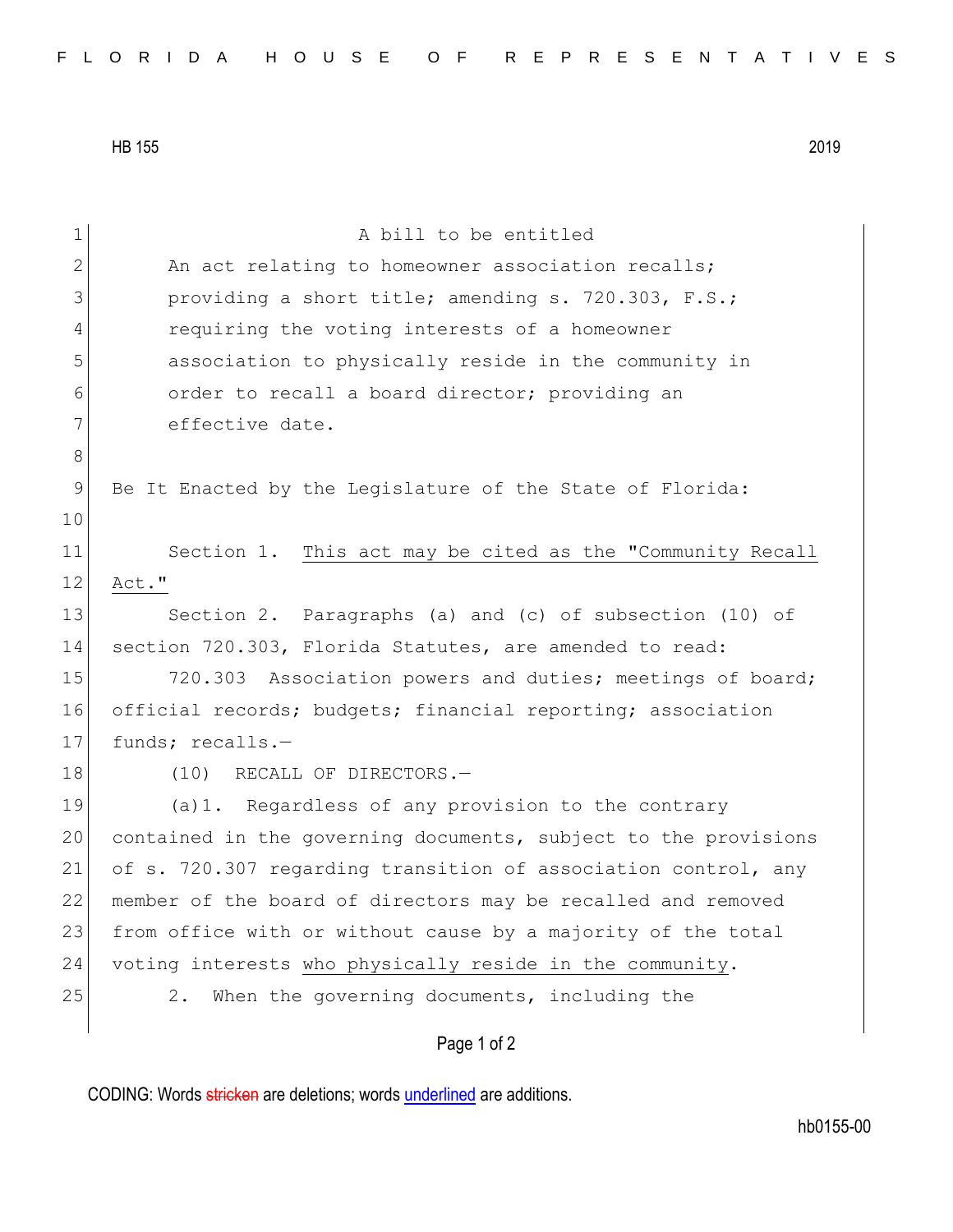HB 155 2019

A bill to be entitled

An act relating to homeowner association recalls; providing a short title; amending s. 720.303, F.S.; requiring the voting interests of a homeowner association to physically reside in the community in order to recall a board director; providing an effective date.

Be It Enacted by the Legislature of the State of Florida:

Section 1. <u>This act may be cited as the "Community Recall Act."</u>

Section 2. Paragraphs (a) and (c) of subsection (10) of section 720.303, Florida Statutes, are amended to read:

720.303 Association powers and duties; meetings of board; official records; budgets; financial reporting; association funds; recalls.—

(10) RECALL OF DIRECTORS.—

(a)1. Regardless of any provision to the contrary contained in the governing documents, subject to the provisions of s. 720.307 regarding transition of association control, any member of the board of directors may be recalled and removed from office with or without cause by a majority of the total voting interests <u>who physically reside in the community</u>.

2. When the governing documents, including the

CODING: Words ~~stricken~~ are deletions; words <u>underlined</u> are additions.

hb0155-00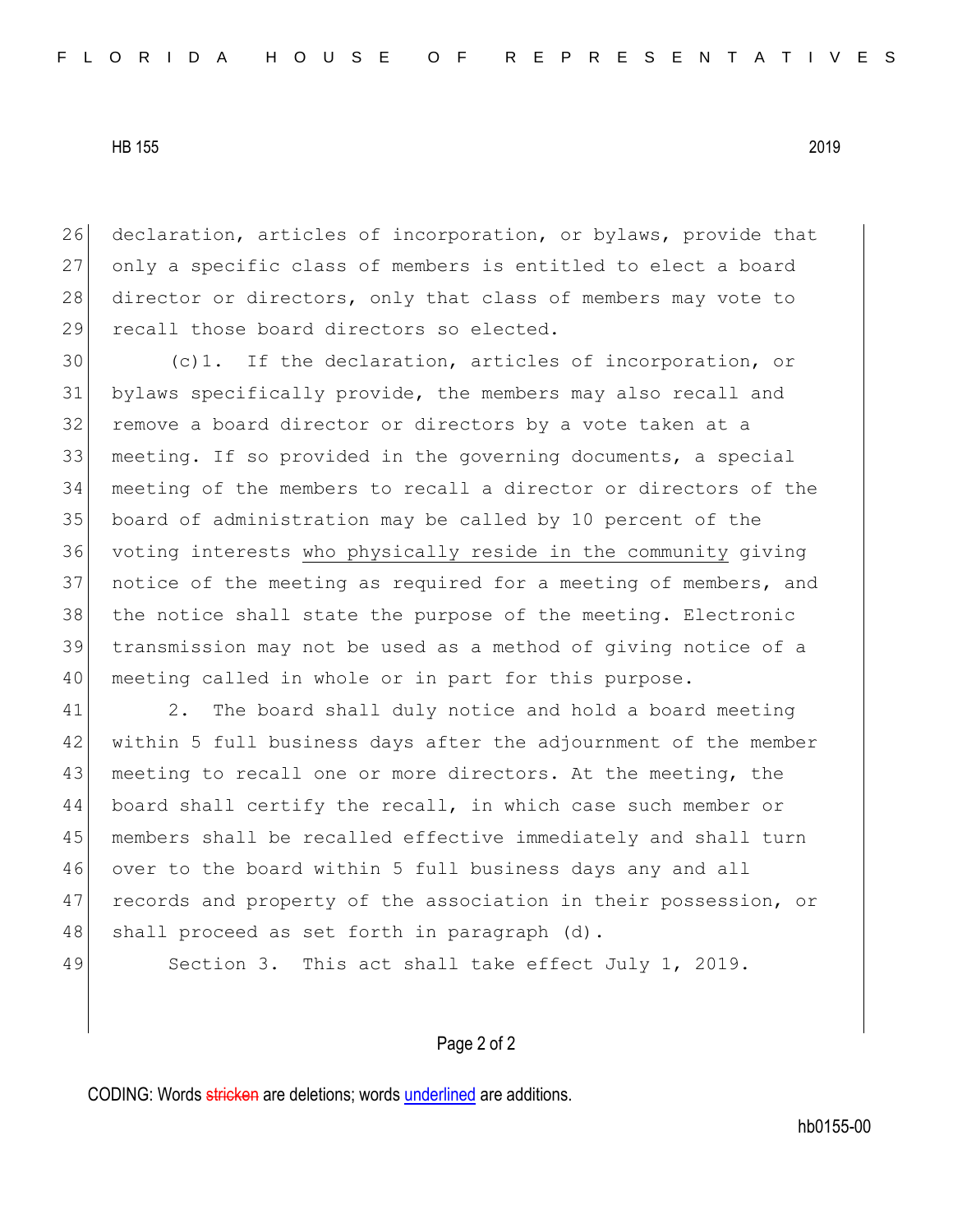declaration, articles of incorporation, or bylaws, provide that only a specific class of members is entitled to elect a board director or directors, only that class of members may vote to recall those board directors so elected.

(c)1. If the declaration, articles of incorporation, or bylaws specifically provide, the members may also recall and remove a board director or directors by a vote taken at a meeting. If so provided in the governing documents, a special meeting of the members to recall a director or directors of the board of administration may be called by 10 percent of the voting interests <u>who physically reside in the community</u> giving notice of the meeting as required for a meeting of members, and the notice shall state the purpose of the meeting. Electronic transmission may not be used as a method of giving notice of a meeting called in whole or in part for this purpose.

2. The board shall duly notice and hold a board meeting within 5 full business days after the adjournment of the member meeting to recall one or more directors. At the meeting, the board shall certify the recall, in which case such member or members shall be recalled effective immediately and shall turn over to the board within 5 full business days any and all records and property of the association in their possession, or shall proceed as set forth in paragraph (d).

Section 3. This act shall take effect July 1, 2019.

CODING: Words ~~stricken~~ are deletions; words <u>underlined</u> are additions.